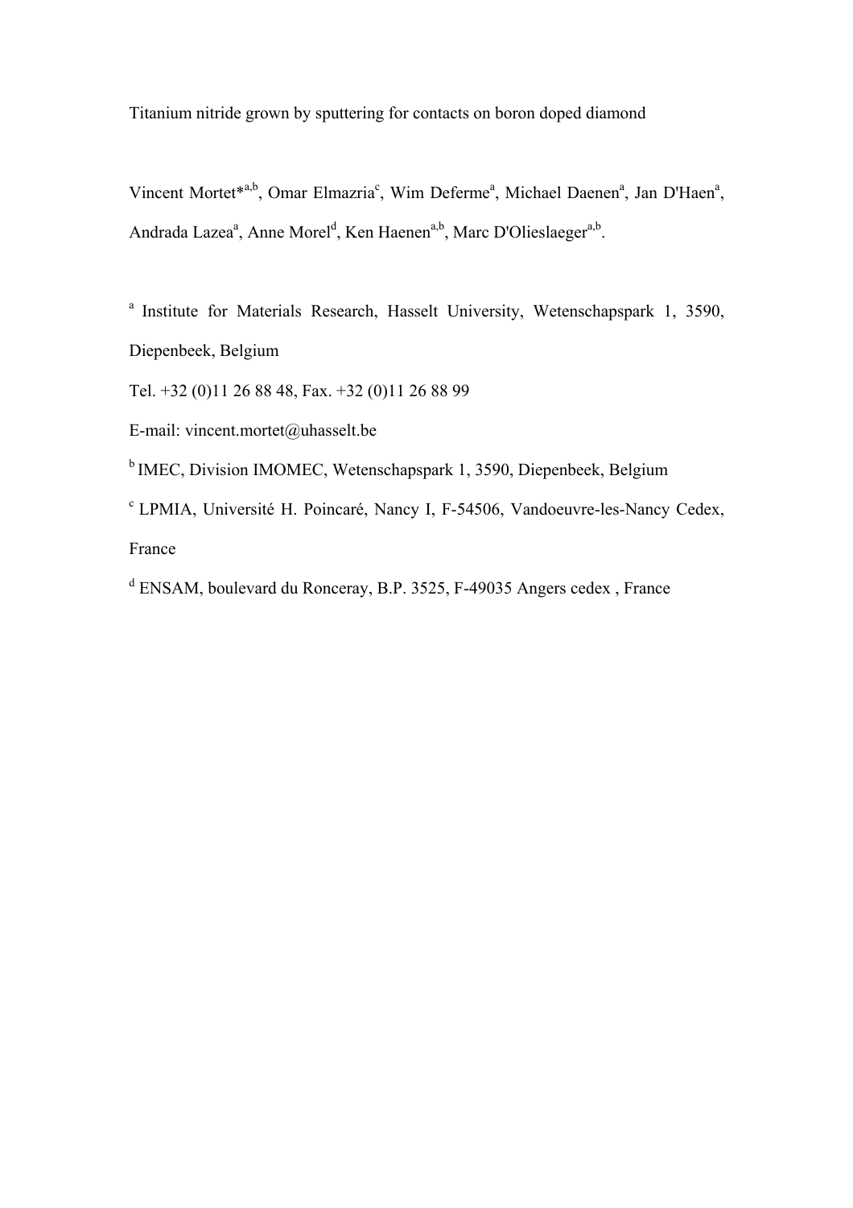# Titanium nitride grown by sputtering for contacts on boron doped diamond

Vincent Mortet*[a,b], Omar Elmazria[c], Wim Deferme[a], Michael Daenen[a], Jan D'Haen[a], Andrada Lazea[a], Anne Morel[d], Ken Haenen[a,b], Marc D'Olieslaeger[a,b].

[a] Institute for Materials Research, Hasselt University, Wetenschapspark 1, 3590, Diepenbeek, Belgium

Tel. +32 (0)11 26 88 48, Fax. +32 (0)11 26 88 99

E-mail: vincent.mortet@uhasselt.be

[b] IMEC, Division IMOMEC, Wetenschapspark 1, 3590, Diepenbeek, Belgium

[c] LPMIA, Université H. Poincaré, Nancy I, F-54506, Vandoeuvre-les-Nancy Cedex, France

[d] ENSAM, boulevard du Ronceray, B.P. 3525, F-49035 Angers cedex , France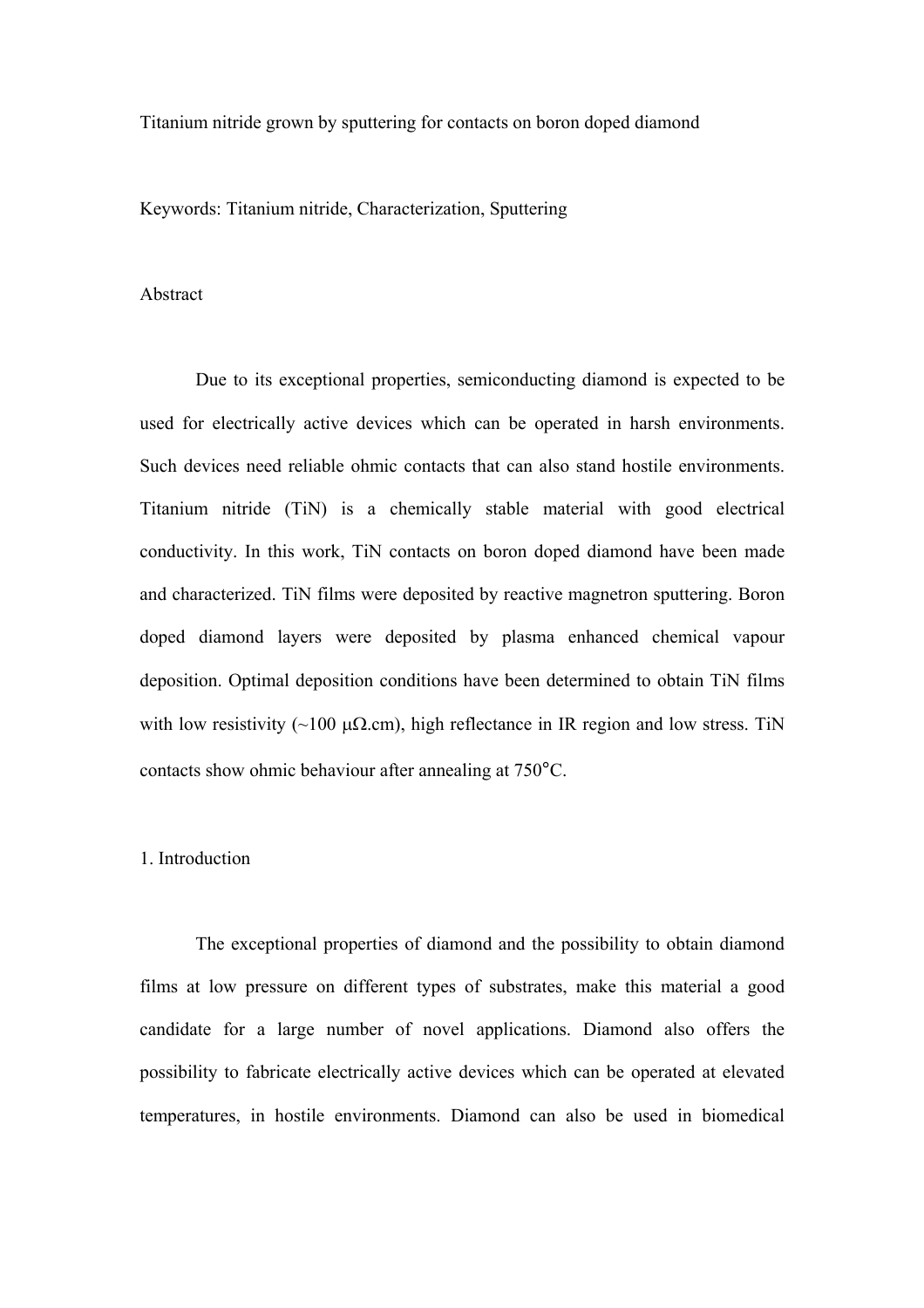# Titanium nitride grown by sputtering for contacts on boron doped diamond

Keywords: Titanium nitride, Characterization, Sputtering

## Abstract

Due to its exceptional properties, semiconducting diamond is expected to be used for electrically active devices which can be operated in harsh environments. Such devices need reliable ohmic contacts that can also stand hostile environments. Titanium nitride (TiN) is a chemically stable material with good electrical conductivity. In this work, TiN contacts on boron doped diamond have been made and characterized. TiN films were deposited by reactive magnetron sputtering. Boron doped diamond layers were deposited by plasma enhanced chemical vapour deposition. Optimal deposition conditions have been determined to obtain TiN films with low resistivity (~100 μΩ.cm), high reflectance in IR region and low stress. TiN contacts show ohmic behaviour after annealing at 750°C.

## 1. Introduction

The exceptional properties of diamond and the possibility to obtain diamond films at low pressure on different types of substrates, make this material a good candidate for a large number of novel applications. Diamond also offers the possibility to fabricate electrically active devices which can be operated at elevated temperatures, in hostile environments. Diamond can also be used in biomedical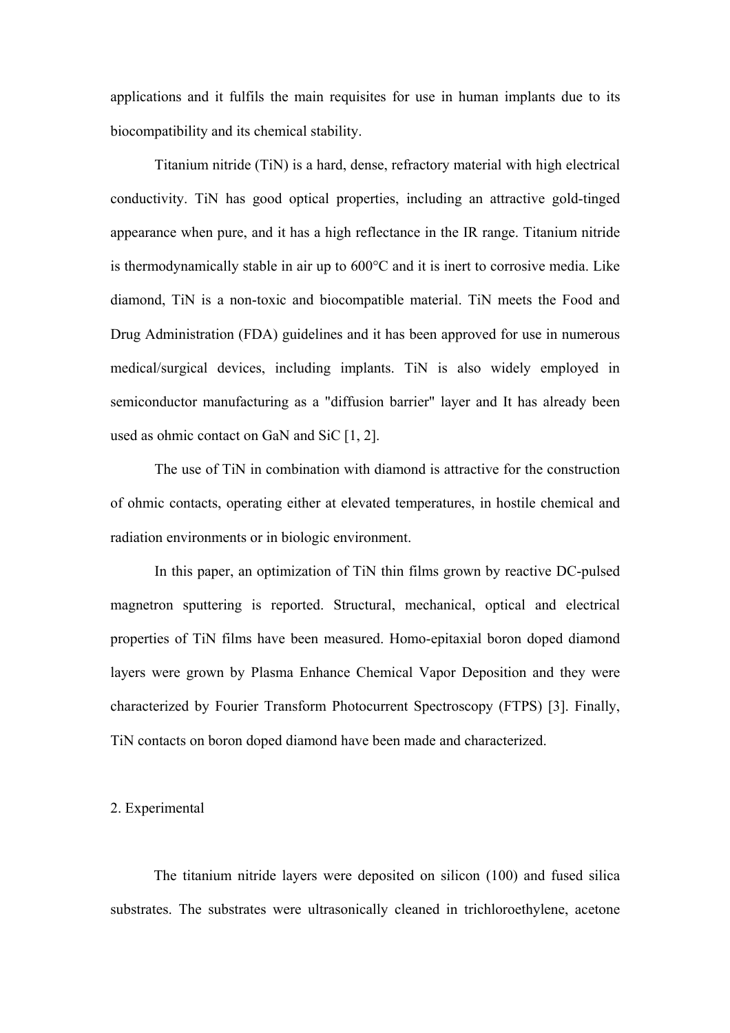applications and it fulfils the main requisites for use in human implants due to its biocompatibility and its chemical stability.

Titanium nitride (TiN) is a hard, dense, refractory material with high electrical conductivity. TiN has good optical properties, including an attractive gold-tinged appearance when pure, and it has a high reflectance in the IR range. Titanium nitride is thermodynamically stable in air up to 600°C and it is inert to corrosive media. Like diamond, TiN is a non-toxic and biocompatible material. TiN meets the Food and Drug Administration (FDA) guidelines and it has been approved for use in numerous medical/surgical devices, including implants. TiN is also widely employed in semiconductor manufacturing as a "diffusion barrier" layer and It has already been used as ohmic contact on GaN and SiC [1, 2].

The use of TiN in combination with diamond is attractive for the construction of ohmic contacts, operating either at elevated temperatures, in hostile chemical and radiation environments or in biologic environment.

In this paper, an optimization of TiN thin films grown by reactive DC-pulsed magnetron sputtering is reported. Structural, mechanical, optical and electrical properties of TiN films have been measured. Homo-epitaxial boron doped diamond layers were grown by Plasma Enhance Chemical Vapor Deposition and they were characterized by Fourier Transform Photocurrent Spectroscopy (FTPS) [3]. Finally, TiN contacts on boron doped diamond have been made and characterized.

## 2. Experimental

The titanium nitride layers were deposited on silicon (100) and fused silica substrates. The substrates were ultrasonically cleaned in trichloroethylene, acetone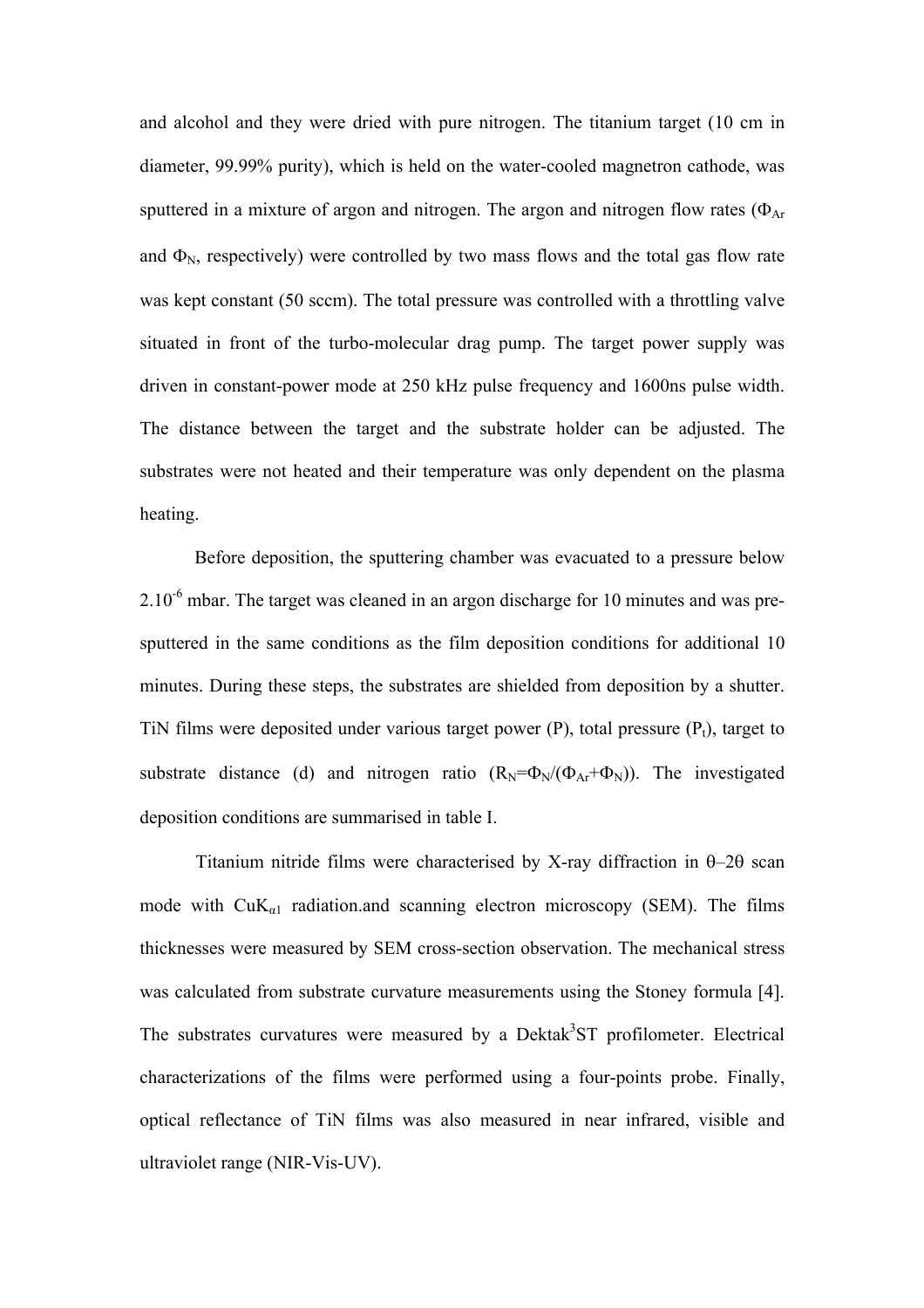and alcohol and they were dried with pure nitrogen. The titanium target (10 cm in diameter, 99.99% purity), which is held on the water-cooled magnetron cathode, was sputtered in a mixture of argon and nitrogen. The argon and nitrogen flow rates ($\Phi_{Ar}$ and $\Phi_N$, respectively) were controlled by two mass flows and the total gas flow rate was kept constant (50 sccm). The total pressure was controlled with a throttling valve situated in front of the turbo-molecular drag pump. The target power supply was driven in constant-power mode at 250 kHz pulse frequency and 1600ns pulse width. The distance between the target and the substrate holder can be adjusted. The substrates were not heated and their temperature was only dependent on the plasma heating.

Before deposition, the sputtering chamber was evacuated to a pressure below $2.10^{-6}$ mbar. The target was cleaned in an argon discharge for 10 minutes and was pre-sputtered in the same conditions as the film deposition conditions for additional 10 minutes. During these steps, the substrates are shielded from deposition by a shutter. TiN films were deposited under various target power (P), total pressure ($P_t$), target to substrate distance (d) and nitrogen ratio ($R_N=\Phi_N/(\Phi_{Ar}+\Phi_N)$). The investigated deposition conditions are summarised in table I.

Titanium nitride films were characterised by X-ray diffraction in θ–2θ scan mode with $CuK_{\alpha 1}$ radiation.and scanning electron microscopy (SEM). The films thicknesses were measured by SEM cross-section observation. The mechanical stress was calculated from substrate curvature measurements using the Stoney formula [4]. The substrates curvatures were measured by a Dektak[3]ST profilometer. Electrical characterizations of the films were performed using a four-points probe. Finally, optical reflectance of TiN films was also measured in near infrared, visible and ultraviolet range (NIR-Vis-UV).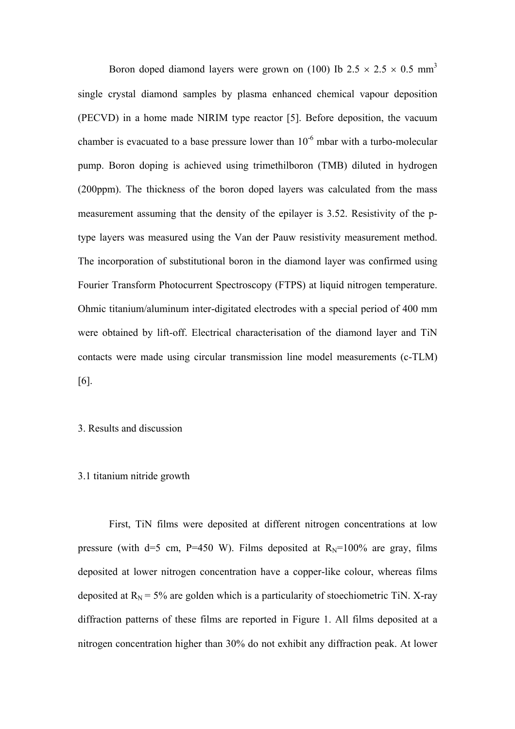Boron doped diamond layers were grown on (100) Ib 2.5 × 2.5 × 0.5 $mm^3$ single crystal diamond samples by plasma enhanced chemical vapour deposition (PECVD) in a home made NIRIM type reactor [5]. Before deposition, the vacuum chamber is evacuated to a base pressure lower than $10^{-6}$ mbar with a turbo-molecular pump. Boron doping is achieved using trimethilboron (TMB) diluted in hydrogen (200ppm). The thickness of the boron doped layers was calculated from the mass measurement assuming that the density of the epilayer is 3.52. Resistivity of the p-type layers was measured using the Van der Pauw resistivity measurement method. The incorporation of substitutional boron in the diamond layer was confirmed using Fourier Transform Photocurrent Spectroscopy (FTPS) at liquid nitrogen temperature. Ohmic titanium/aluminum inter-digitated electrodes with a special period of 400 mm were obtained by lift-off. Electrical characterisation of the diamond layer and TiN contacts were made using circular transmission line model measurements (c-TLM) [6].

## 3. Results and discussion

### 3.1 titanium nitride growth

First, TiN films were deposited at different nitrogen concentrations at low pressure (with d=5 cm, P=450 W). Films deposited at $R_N$=100% are gray, films deposited at lower nitrogen concentration have a copper-like colour, whereas films deposited at $R_N$ = 5% are golden which is a particularity of stoechiometric TiN. X-ray diffraction patterns of these films are reported in Figure 1. All films deposited at a nitrogen concentration higher than 30% do not exhibit any diffraction peak. At lower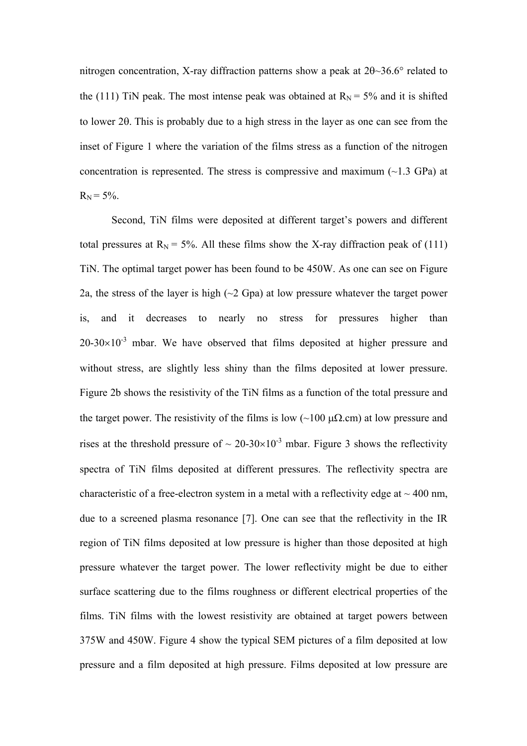nitrogen concentration, X-ray diffraction patterns show a peak at 2θ~36.6° related to the (111) TiN peak. The most intense peak was obtained at $R_N = 5\%$ and it is shifted to lower 2θ. This is probably due to a high stress in the layer as one can see from the inset of Figure 1 where the variation of the films stress as a function of the nitrogen concentration is represented. The stress is compressive and maximum (~1.3 GPa) at $R_N = 5\%$.

Second, TiN films were deposited at different target's powers and different total pressures at $R_N = 5\%$. All these films show the X-ray diffraction peak of (111) TiN. The optimal target power has been found to be 450W. As one can see on Figure 2a, the stress of the layer is high (~2 Gpa) at low pressure whatever the target power is, and it decreases to nearly no stress for pressures higher than $20\text{-}30\times10^{-3}$ mbar. We have observed that films deposited at higher pressure and without stress, are slightly less shiny than the films deposited at lower pressure. Figure 2b shows the resistivity of the TiN films as a function of the total pressure and the target power. The resistivity of the films is low (~100 μΩ.cm) at low pressure and rises at the threshold pressure of ~ $20\text{-}30\times10^{-3}$ mbar. Figure 3 shows the reflectivity spectra of TiN films deposited at different pressures. The reflectivity spectra are characteristic of a free-electron system in a metal with a reflectivity edge at ~ 400 nm, due to a screened plasma resonance [7]. One can see that the reflectivity in the IR region of TiN films deposited at low pressure is higher than those deposited at high pressure whatever the target power. The lower reflectivity might be due to either surface scattering due to the films roughness or different electrical properties of the films. TiN films with the lowest resistivity are obtained at target powers between 375W and 450W. Figure 4 show the typical SEM pictures of a film deposited at low pressure and a film deposited at high pressure. Films deposited at low pressure are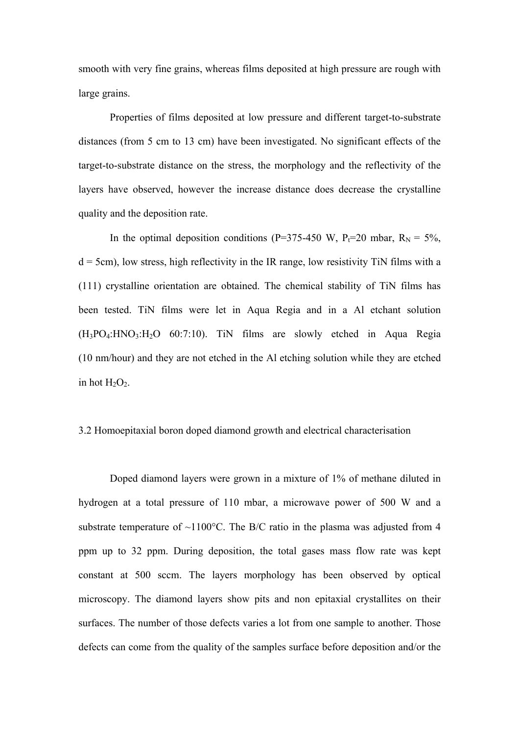smooth with very fine grains, whereas films deposited at high pressure are rough with large grains.

Properties of films deposited at low pressure and different target-to-substrate distances (from 5 cm to 13 cm) have been investigated. No significant effects of the target-to-substrate distance on the stress, the morphology and the reflectivity of the layers have observed, however the increase distance does decrease the crystalline quality and the deposition rate.

In the optimal deposition conditions (P=375-450 W, $P_t$=20 mbar, $R_N$ = 5%, d = 5cm), low stress, high reflectivity in the IR range, low resistivity TiN films with a (111) crystalline orientation are obtained. The chemical stability of TiN films has been tested. TiN films were let in Aqua Regia and in a Al etchant solution ($H_3PO_4$:$HNO_3$:$H_2O$ 60:7:10). TiN films are slowly etched in Aqua Regia (10 nm/hour) and they are not etched in the Al etching solution while they are etched in hot $H_2O_2$.

### 3.2 Homoepitaxial boron doped diamond growth and electrical characterisation

Doped diamond layers were grown in a mixture of 1% of methane diluted in hydrogen at a total pressure of 110 mbar, a microwave power of 500 W and a substrate temperature of ~1100°C. The B/C ratio in the plasma was adjusted from 4 ppm up to 32 ppm. During deposition, the total gases mass flow rate was kept constant at 500 sccm. The layers morphology has been observed by optical microscopy. The diamond layers show pits and non epitaxial crystallites on their surfaces. The number of those defects varies a lot from one sample to another. Those defects can come from the quality of the samples surface before deposition and/or the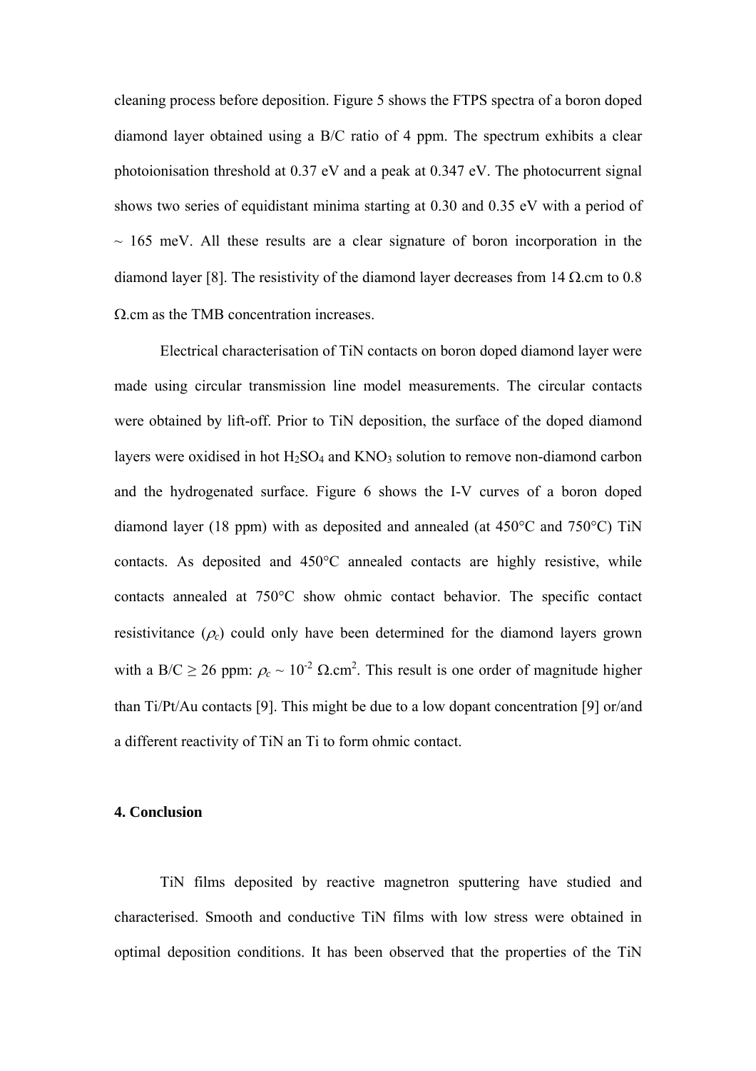cleaning process before deposition. Figure 5 shows the FTPS spectra of a boron doped diamond layer obtained using a B/C ratio of 4 ppm. The spectrum exhibits a clear photoionisation threshold at 0.37 eV and a peak at 0.347 eV. The photocurrent signal shows two series of equidistant minima starting at 0.30 and 0.35 eV with a period of ~ 165 meV. All these results are a clear signature of boron incorporation in the diamond layer [8]. The resistivity of the diamond layer decreases from 14 Ω.cm to 0.8 Ω.cm as the TMB concentration increases.

Electrical characterisation of TiN contacts on boron doped diamond layer were made using circular transmission line model measurements. The circular contacts were obtained by lift-off. Prior to TiN deposition, the surface of the doped diamond layers were oxidised in hot $H_2SO_4$ and $KNO_3$ solution to remove non-diamond carbon and the hydrogenated surface. Figure 6 shows the I-V curves of a boron doped diamond layer (18 ppm) with as deposited and annealed (at 450°C and 750°C) TiN contacts. As deposited and 450°C annealed contacts are highly resistive, while contacts annealed at 750°C show ohmic contact behavior. The specific contact resistivitance ($\rho_c$) could only have been determined for the diamond layers grown with a B/C ≥ 26 ppm: $\rho_c \sim 10^{-2}$ Ω.cm$^2$. This result is one order of magnitude higher than Ti/Pt/Au contacts [9]. This might be due to a low dopant concentration [9] or/and a different reactivity of TiN an Ti to form ohmic contact.

## 4. Conclusion

TiN films deposited by reactive magnetron sputtering have studied and characterised. Smooth and conductive TiN films with low stress were obtained in optimal deposition conditions. It has been observed that the properties of the TiN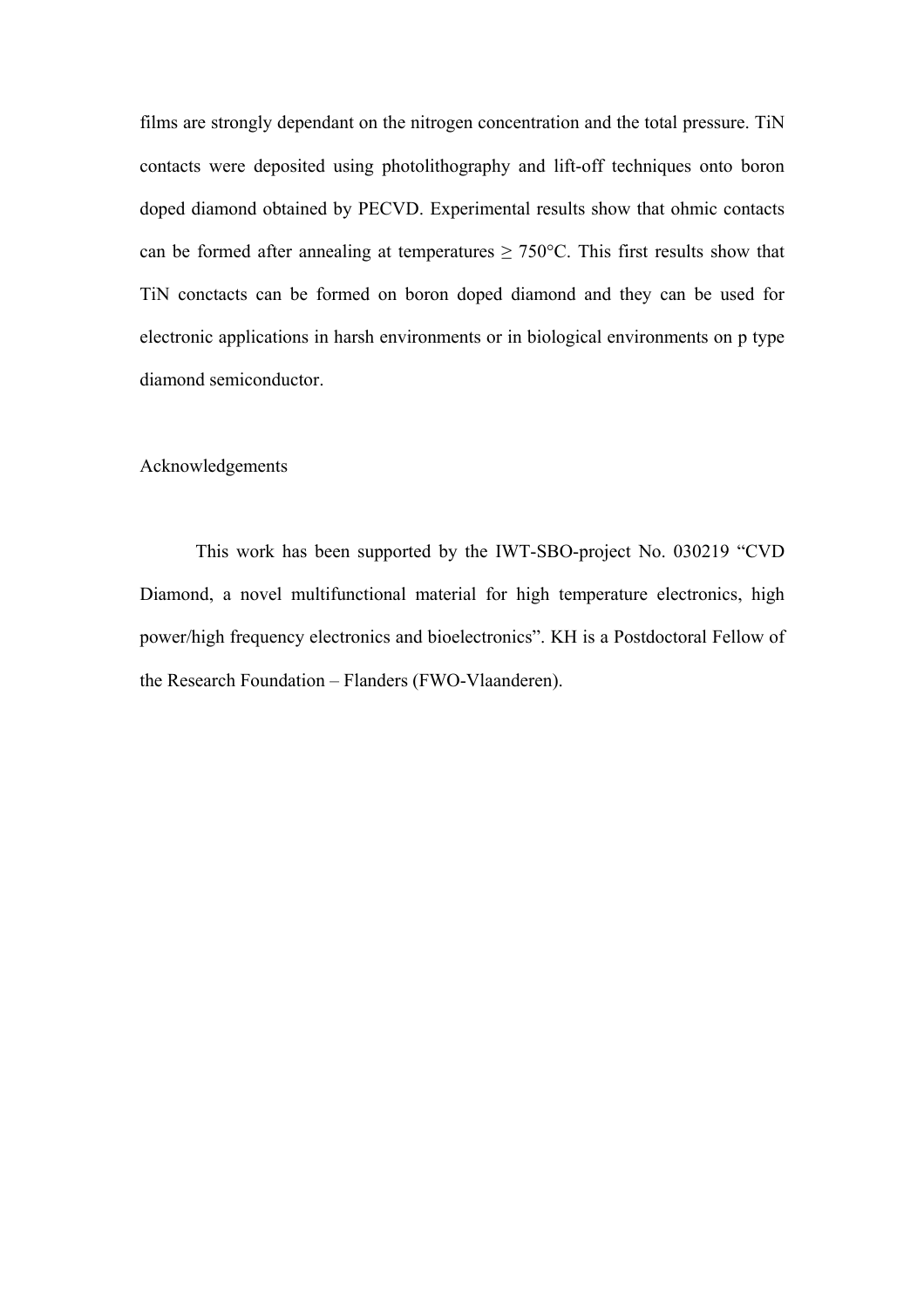films are strongly dependant on the nitrogen concentration and the total pressure. TiN contacts were deposited using photolithography and lift-off techniques onto boron doped diamond obtained by PECVD. Experimental results show that ohmic contacts can be formed after annealing at temperatures ≥ 750°C. This first results show that TiN conctacts can be formed on boron doped diamond and they can be used for electronic applications in harsh environments or in biological environments on p type diamond semiconductor.

## Acknowledgements

This work has been supported by the IWT-SBO-project No. 030219 "CVD Diamond, a novel multifunctional material for high temperature electronics, high power/high frequency electronics and bioelectronics". KH is a Postdoctoral Fellow of the Research Foundation – Flanders (FWO-Vlaanderen).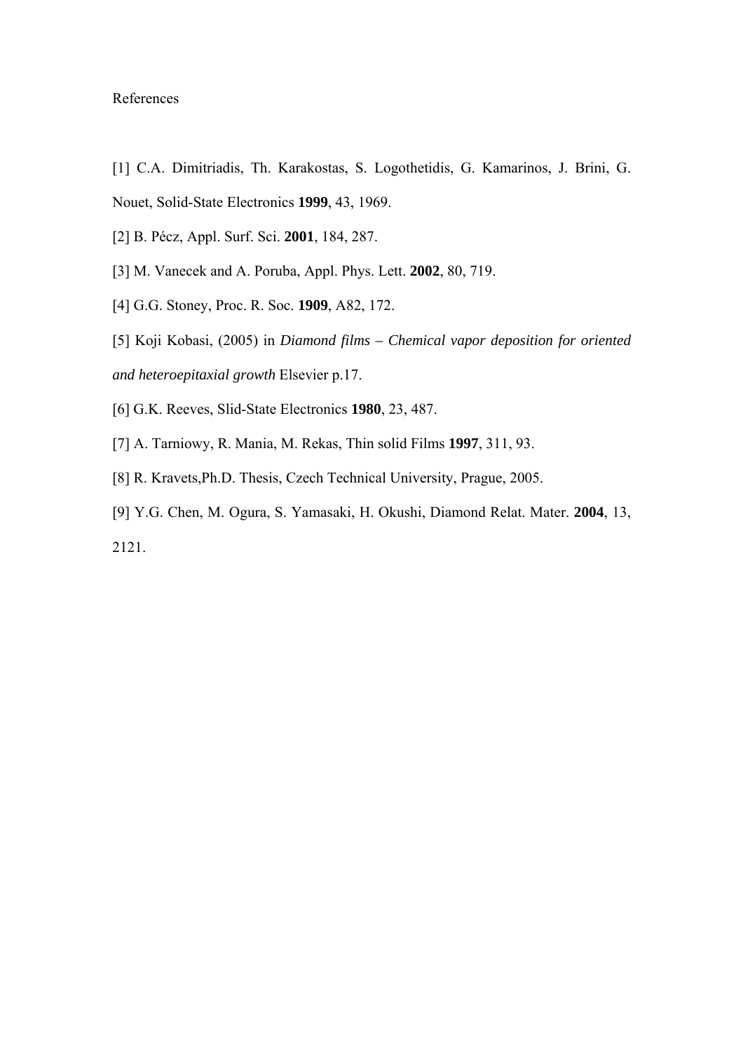References

[1] C.A. Dimitriadis, Th. Karakostas, S. Logothetidis, G. Kamarinos, J. Brini, G. Nouet, Solid-State Electronics **1999**, 43, 1969.

[2] B. Pécz, Appl. Surf. Sci. **2001**, 184, 287.

[3] M. Vanecek and A. Poruba, Appl. Phys. Lett. **2002**, 80, 719.

[4] G.G. Stoney, Proc. R. Soc. **1909**, A82, 172.

[5] Koji Kobasi, (2005) in *Diamond films – Chemical vapor deposition for oriented and heteroepitaxial growth* Elsevier p.17.

[6] G.K. Reeves, Slid-State Electronics **1980**, 23, 487.

[7] A. Tarniowy, R. Mania, M. Rekas, Thin solid Films **1997**, 311, 93.

[8] R. Kravets,Ph.D. Thesis, Czech Technical University, Prague, 2005.

[9] Y.G. Chen, M. Ogura, S. Yamasaki, H. Okushi, Diamond Relat. Mater. **2004**, 13, 2121.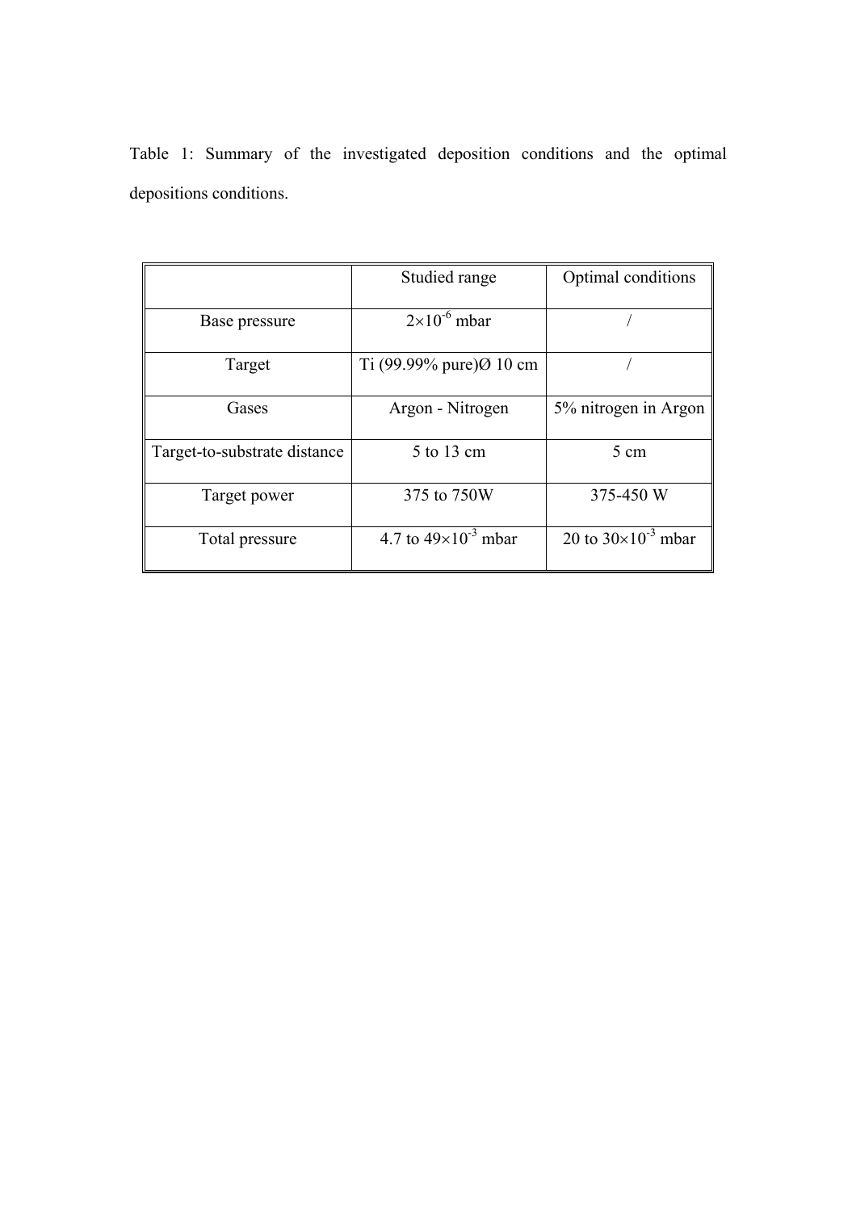Table 1: Summary of the investigated deposition conditions and the optimal depositions conditions.

| | Studied range | Optimal conditions |
|---|---|---|
| Base pressure | $2\times10^{-6}$ mbar | / |
| Target | Ti (99.99% pure)Ø 10 cm | / |
| Gases | Argon - Nitrogen | 5% nitrogen in Argon |
| Target-to-substrate distance | 5 to 13 cm | 5 cm |
| Target power | 375 to 750W | 375-450 W |
| Total pressure | 4.7 to $49\times10^{-3}$ mbar | 20 to $30\times10^{-3}$ mbar |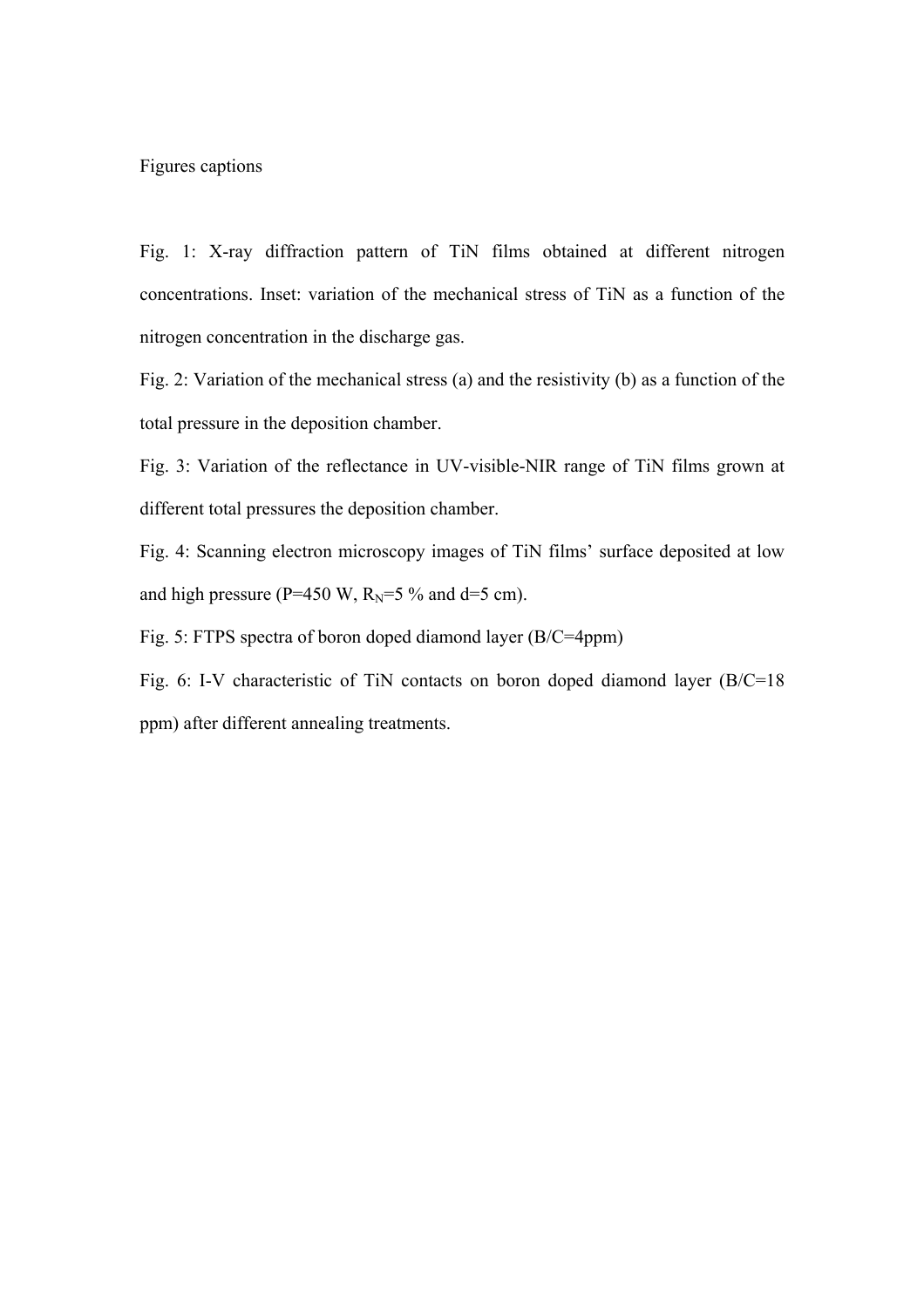Figures captions

Fig. 1: X-ray diffraction pattern of TiN films obtained at different nitrogen concentrations. Inset: variation of the mechanical stress of TiN as a function of the nitrogen concentration in the discharge gas.

Fig. 2: Variation of the mechanical stress (a) and the resistivity (b) as a function of the total pressure in the deposition chamber.

Fig. 3: Variation of the reflectance in UV-visible-NIR range of TiN films grown at different total pressures the deposition chamber.

Fig. 4: Scanning electron microscopy images of TiN films' surface deposited at low and high pressure (P=450 W, $R_N$=5 % and d=5 cm).

Fig. 5: FTPS spectra of boron doped diamond layer (B/C=4ppm)

Fig. 6: I-V characteristic of TiN contacts on boron doped diamond layer (B/C=18 ppm) after different annealing treatments.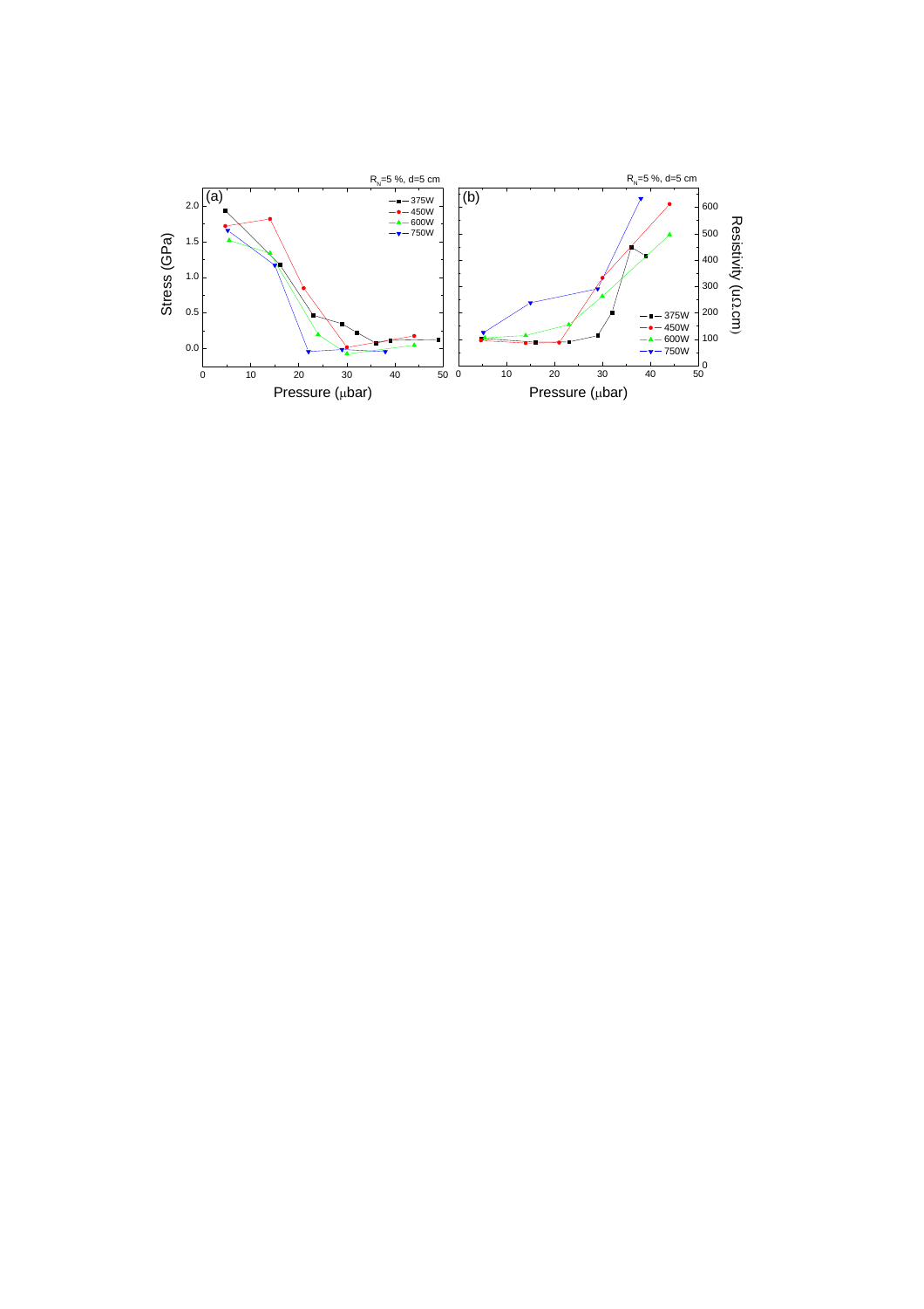(a) $R_N$=5 %, d=5 cm

(b) $R_N$=5 %, d=5 cm

Stress (GPa) vs. Pressure (μbar); Resistivity (μΩ.cm) vs. Pressure (μbar)

375W, 450W, 600W, 750W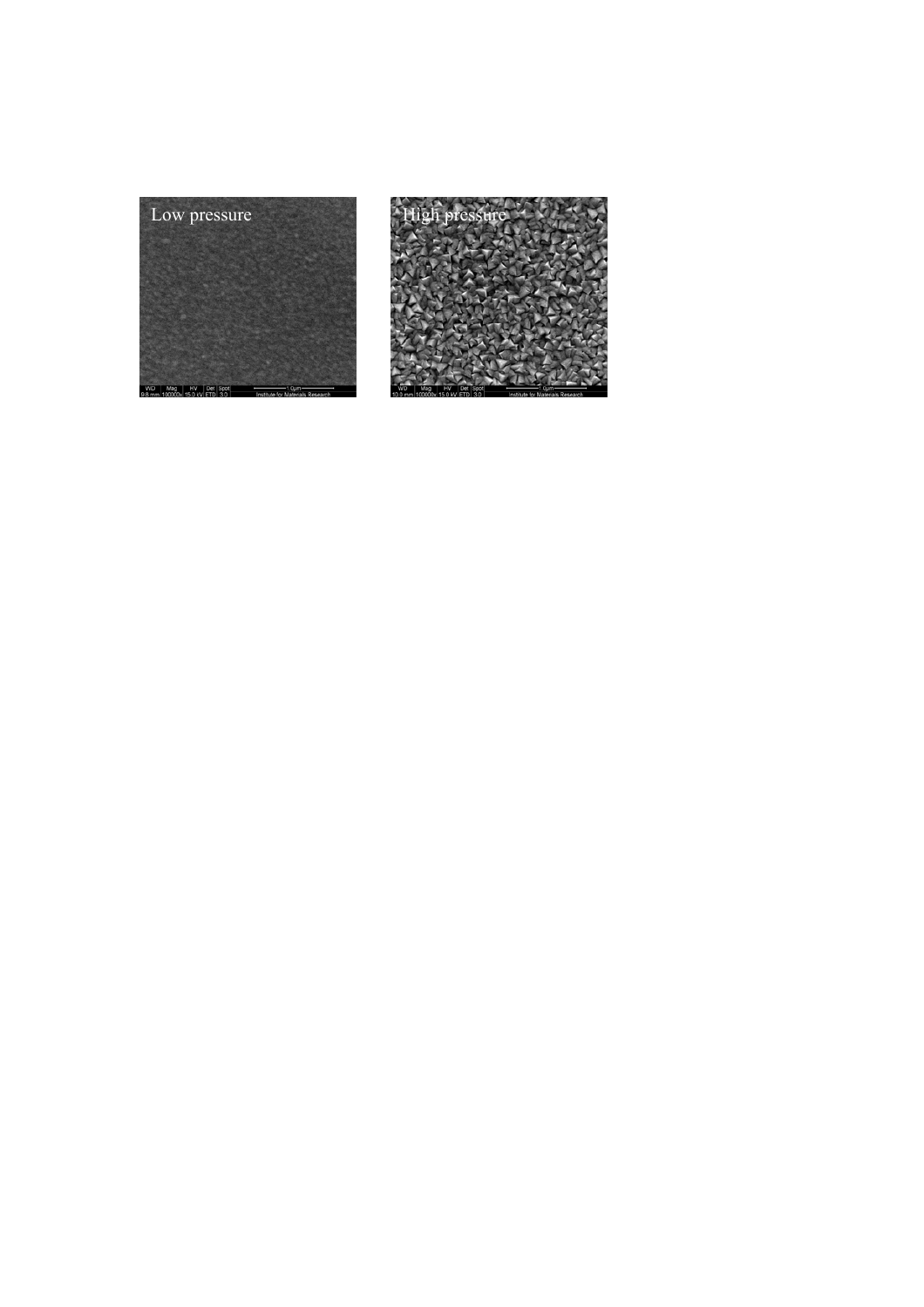Low pressure

High pressure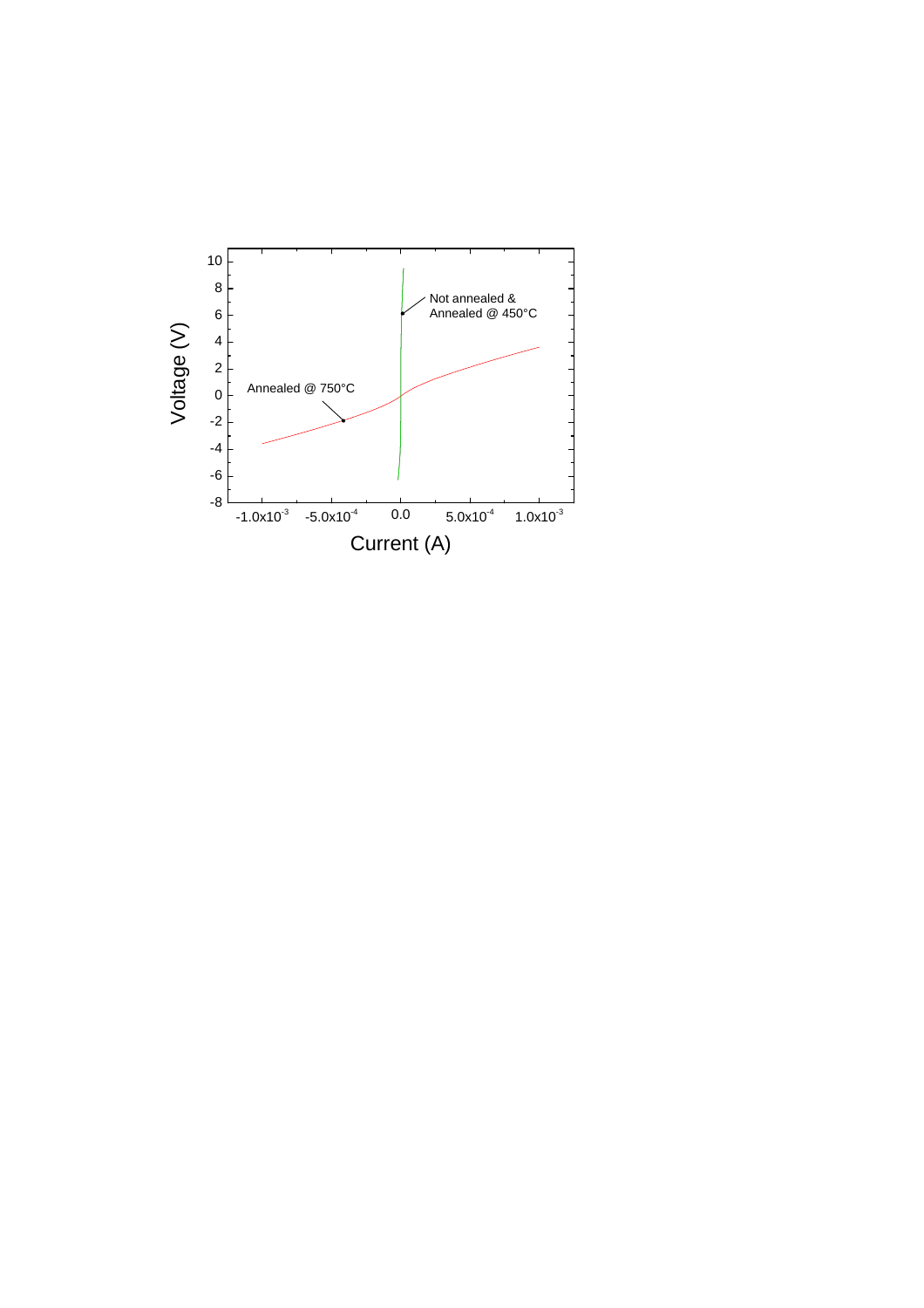Voltage (V)

10
8
6
4
2
0
-2
-4
-6
-8

-1.0x10$^{-3}$
-5.0x10$^{-4}$
0.0
5.0x10$^{-4}$
1.0x10$^{-3}$

Current (A)

Not annealed &
Annealed @ 450°C

Annealed @ 750°C